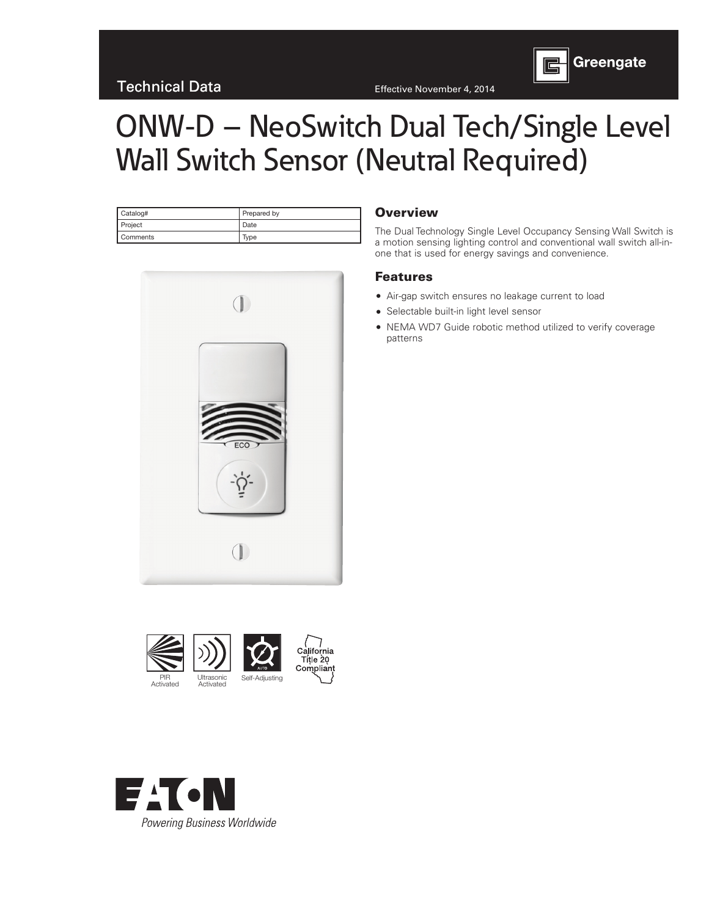Technical Data

Effective November 4, 2014

Greengate

# ONW-D – NeoSwitch Dual Tech/Single Level Wall Switch Sensor (Neutral Required)

| Catalog# | Prepared by |
| --- | --- |
| Project | Date |
| Comments | Type |

## Overview

The Dual Technology Single Level Occupancy Sensing Wall Switch is a motion sensing lighting control and conventional wall switch all-in-one that is used for energy savings and convenience.

## Features

- Air-gap switch ensures no leakage current to load
- Selectable built-in light level sensor
- NEMA WD7 Guide robotic method utilized to verify coverage patterns

PIR Activated

Ultrasonic Activated

Self-Adjusting

California Title 20 Compliant

EATON

*Powering Business Worldwide*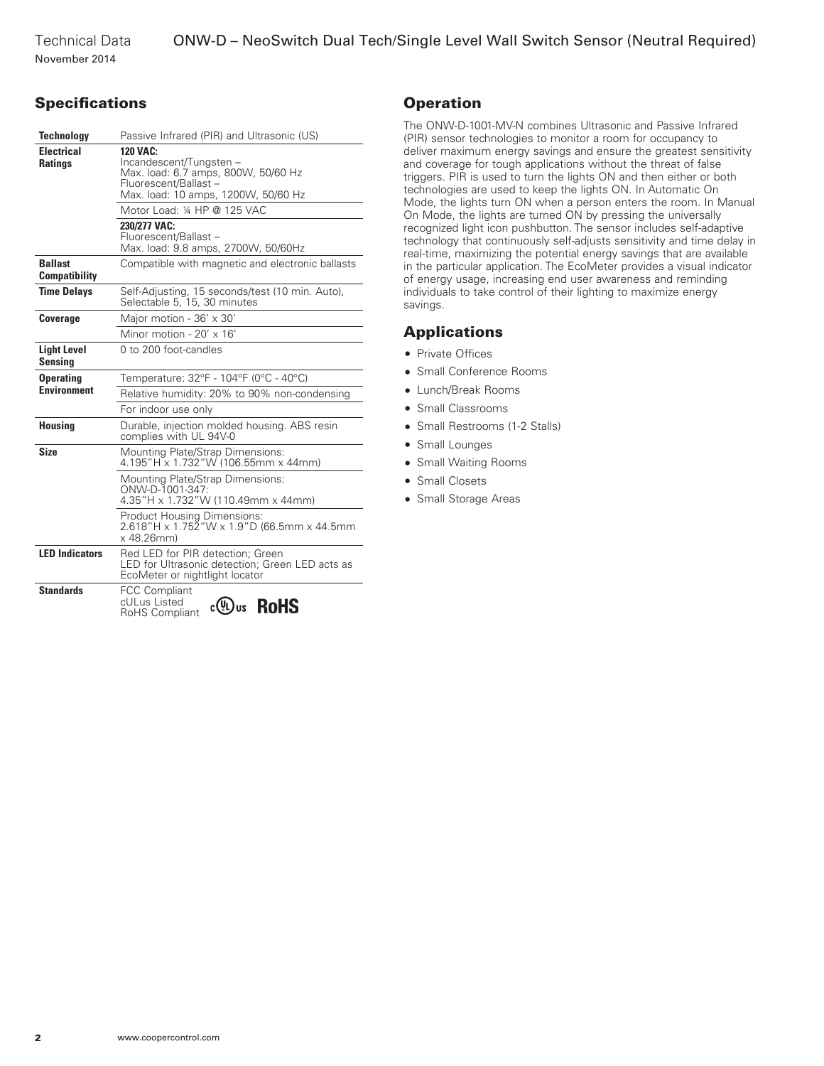## Specifications

| | |
|---|---|
| **Technology** | Passive Infrared (PIR) and Ultrasonic (US) |
| **Electrical Ratings** | **120 VAC:** Incandescent/Tungsten – Max. load: 6.7 amps, 800W, 50/60 Hz Fluorescent/Ballast – Max. load: 10 amps, 1200W, 50/60 Hz |
| | Motor Load: ¼ HP @ 125 VAC |
| | **230/277 VAC:** Fluorescent/Ballast – Max. load: 9.8 amps, 2700W, 50/60Hz |
| **Ballast Compatibility** | Compatible with magnetic and electronic ballasts |
| **Time Delays** | Self-Adjusting, 15 seconds/test (10 min. Auto), Selectable 5, 15, 30 minutes |
| **Coverage** | Major motion - 36′ x 30′ |
| | Minor motion - 20′ x 16′ |
| **Light Level Sensing** | 0 to 200 foot-candles |
| **Operating Environment** | Temperature: 32°F - 104°F (0°C - 40°C) |
| | Relative humidity: 20% to 90% non-condensing |
| | For indoor use only |
| **Housing** | Durable, injection molded housing. ABS resin complies with UL 94V-0 |
| **Size** | Mounting Plate/Strap Dimensions: 4.195″H x 1.732″W (106.55mm x 44mm) |
| | Mounting Plate/Strap Dimensions: ONW-D-1001-347: 4.35″H x 1.732″W (110.49mm x 44mm) |
| | Product Housing Dimensions: 2.618″H x 1.752″W x 1.9″D (66.5mm x 44.5mm x 48.26mm) |
| **LED Indicators** | Red LED for PIR detection; Green LED for Ultrasonic detection; Green LED acts as EcoMeter or nightlight locator |
| **Standards** | FCC Compliant cULus Listed RoHS Compliant |

## Operation

The ONW-D-1001-MV-N combines Ultrasonic and Passive Infrared (PIR) sensor technologies to monitor a room for occupancy to deliver maximum energy savings and ensure the greatest sensitivity and coverage for tough applications without the threat of false triggers. PIR is used to turn the lights ON and then either or both technologies are used to keep the lights ON. In Automatic On Mode, the lights turn ON when a person enters the room. In Manual On Mode, the lights are turned ON by pressing the universally recognized light icon pushbutton. The sensor includes self-adaptive technology that continuously self-adjusts sensitivity and time delay in real-time, maximizing the potential energy savings that are available in the particular application. The EcoMeter provides a visual indicator of energy usage, increasing end user awareness and reminding individuals to take control of their lighting to maximize energy savings.

## Applications

- Private Offices
- Small Conference Rooms
- Lunch/Break Rooms
- Small Classrooms
- Small Restrooms (1-2 Stalls)
- Small Lounges
- Small Waiting Rooms
- Small Closets
- Small Storage Areas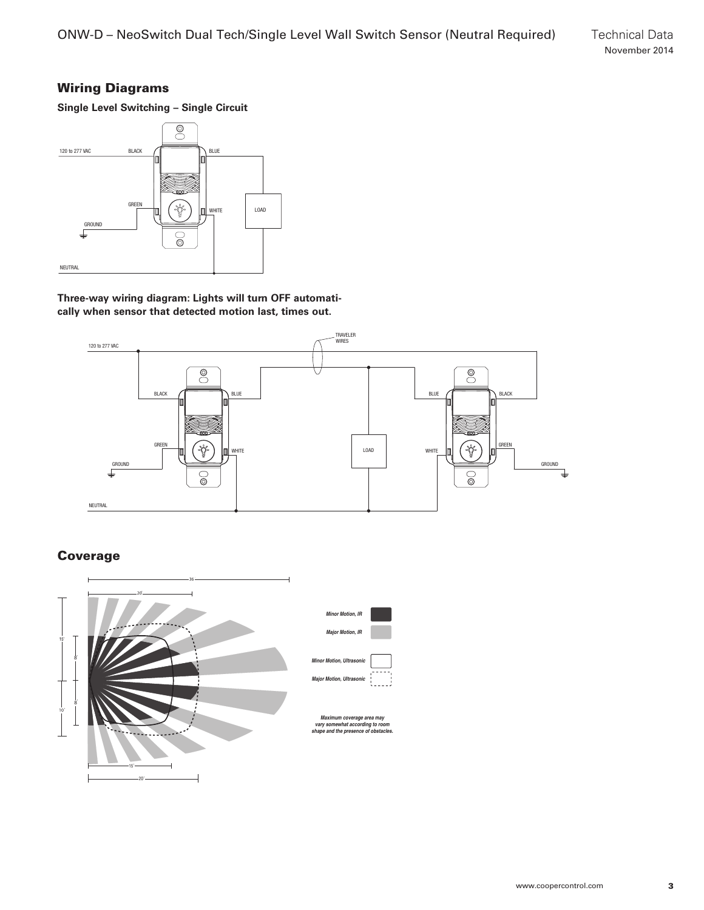## Wiring Diagrams

**Single Level Switching – Single Circuit**

120 to 277 VAC

BLACK

BLUE

GREEN

WHITE

LOAD

GROUND

NEUTRAL

**Three-way wiring diagram: Lights will turn OFF automatically when sensor that detected motion last, times out.**

TRAVELER WIRES

120 to 277 VAC

BLACK

BLUE

BLUE

BLACK

GREEN

WHITE

LOAD

WHITE

GREEN

GROUND

GROUND

NEUTRAL

## Coverage

36'

20'

16'

8'

8'

10'

15'

20'

*Minor Motion, IR*

*Major Motion, IR*

*Minor Motion, Ultrasonic*

*Major Motion, Ultrasonic*

*Maximum coverage area may vary somewhat according to room shape and the presence of obstacles.*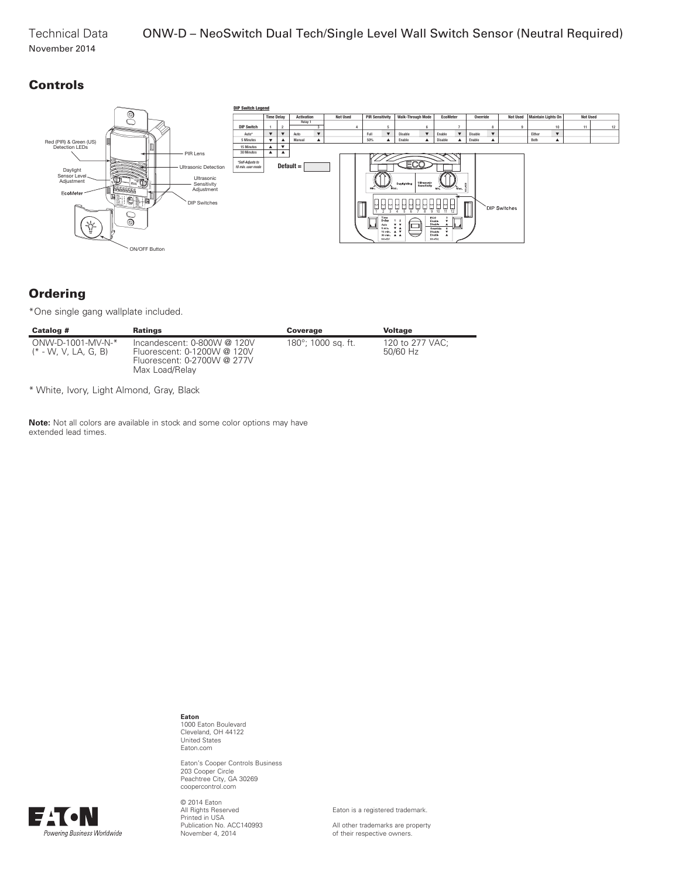## Controls

Red (PIR) & Green (US) Detection LEDs

Daylight Sensor Level Adjustment

EcoMeter

PIR Lens

Ultrasonic Detection

Ultrasonic Sensitivity Adjustment

DIP Switches

ON/OFF Button

**DIP Switch Legend**

| | Time Delay | | Activation | Not Used | PIR Sensitivity | Walk-Through Mode | EcoMeter | Override | Not Used | Maintain Lights On | Not Used | |
|---|---|---|---|---|---|---|---|---|---|---|---|---|
| | | | Relay 1 | | | | | | | | | |
| DIP Switch | 1 | 2 | 3 | 4 | 5 | 6 | 7 | 8 | 9 | 10 | 11 | 12 |
| Auto* | ▼ | ▼ | Auto ▼ | | Full ▼ | Disable ▼ | Enable ▼ | Disable ▼ | | Either ▼ | | |
| 5 Minutes | ▼ | ▲ | Manual ▲ | | 50% ▲ | Enable ▲ | Disable ▲ | Enable ▲ | | Both ▲ | | |
| 15 Minutes | ▲ | ▼ | | | | | | | | | | |
| 30 Minutes | ▲ | ▲ | | | | | | | | | | |

*Self-Adjusts to 10 min. user mode

Default =

DIP Switches

## Ordering

*One single gang wallplate included.

| Catalog # | Ratings | Coverage | Voltage |
|---|---|---|---|
| ONW-D-1001-MV-N-* (* - W, V, LA, G, B) | Incandescent: 0-800W @ 120V<br>Fluorescent: 0-1200W @ 120V<br>Fluorescent: 0-2700W @ 277V<br>Max Load/Relay | 180°; 1000 sq. ft. | 120 to 277 VAC; 50/60 Hz |

* White, Ivory, Light Almond, Gray, Black

**Note:** Not all colors are available in stock and some color options may have extended lead times.

**Eaton**
1000 Eaton Boulevard
Cleveland, OH 44122
United States
Eaton.com

Eaton's Cooper Controls Business
203 Cooper Circle
Peachtree City, GA 30269
coopercontrol.com

© 2014 Eaton
All Rights Reserved
Printed in USA
Publication No. ACC140993
November 4, 2014

Eaton is a registered trademark.

All other trademarks are property of their respective owners.

Powering Business Worldwide